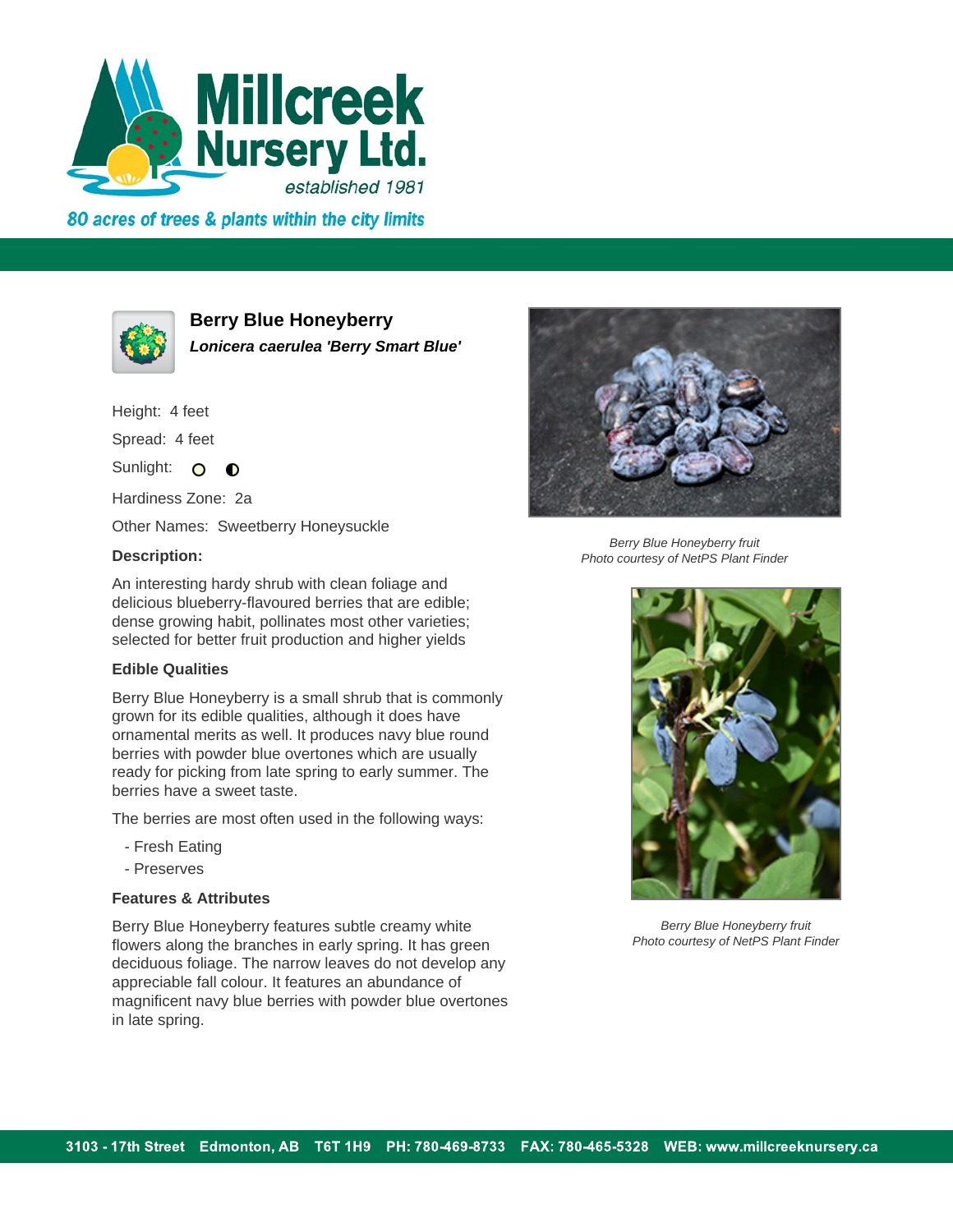# Millcreek Nursery Ltd.

*established 1981*

*80 acres of trees & plants within the city limits*

## Berry Blue Honeyberry

***Lonicera caerulea 'Berry Smart Blue'***

Height: 4 feet

Spread: 4 feet

Sunlight: ○ ◐

Hardiness Zone: 2a

Other Names: Sweetberry Honeysuckle

### Description:

An interesting hardy shrub with clean foliage and delicious blueberry-flavoured berries that are edible; dense growing habit, pollinates most other varieties; selected for better fruit production and higher yields

### Edible Qualities

Berry Blue Honeyberry is a small shrub that is commonly grown for its edible qualities, although it does have ornamental merits as well. It produces navy blue round berries with powder blue overtones which are usually ready for picking from late spring to early summer. The berries have a sweet taste.

The berries are most often used in the following ways:

- Fresh Eating
- Preserves

### Features & Attributes

Berry Blue Honeyberry features subtle creamy white flowers along the branches in early spring. It has green deciduous foliage. The narrow leaves do not develop any appreciable fall colour. It features an abundance of magnificent navy blue berries with powder blue overtones in late spring.

*Berry Blue Honeyberry fruit*
*Photo courtesy of NetPS Plant Finder*

*Berry Blue Honeyberry fruit*
*Photo courtesy of NetPS Plant Finder*

3103 - 17th Street Edmonton, AB T6T 1H9 PH: 780-469-8733 FAX: 780-465-5328 WEB: www.millcreeknursery.ca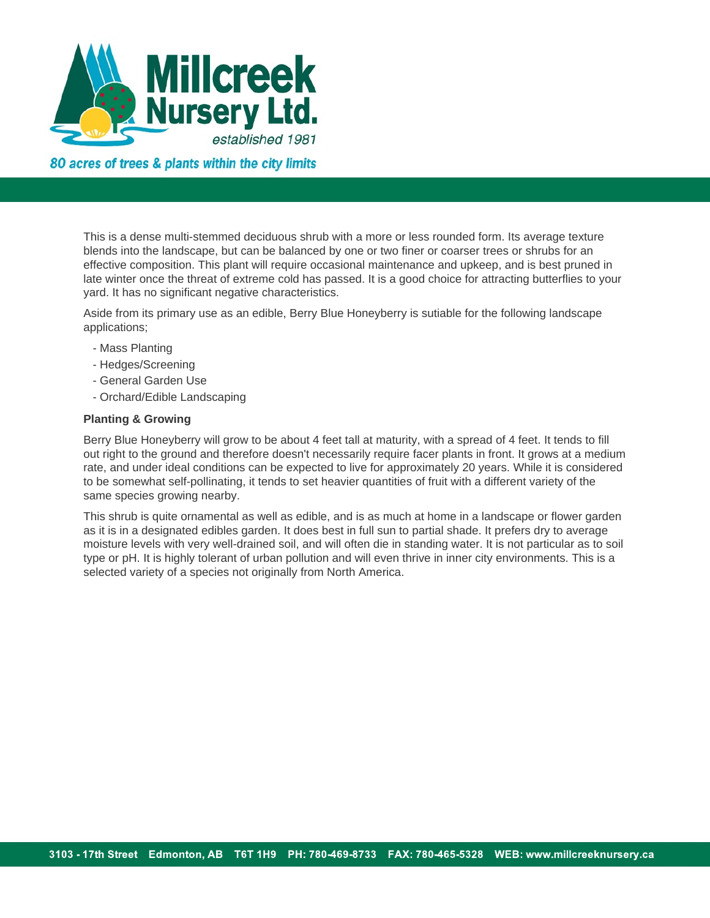This is a dense multi-stemmed deciduous shrub with a more or less rounded form. Its average texture blends into the landscape, but can be balanced by one or two finer or coarser trees or shrubs for an effective composition. This plant will require occasional maintenance and upkeep, and is best pruned in late winter once the threat of extreme cold has passed. It is a good choice for attracting butterflies to your yard. It has no significant negative characteristics.

Aside from its primary use as an edible, Berry Blue Honeyberry is sutiable for the following landscape applications;

- Mass Planting
- Hedges/Screening
- General Garden Use
- Orchard/Edible Landscaping

**Planting & Growing**

Berry Blue Honeyberry will grow to be about 4 feet tall at maturity, with a spread of 4 feet. It tends to fill out right to the ground and therefore doesn't necessarily require facer plants in front. It grows at a medium rate, and under ideal conditions can be expected to live for approximately 20 years. While it is considered to be somewhat self-pollinating, it tends to set heavier quantities of fruit with a different variety of the same species growing nearby.

This shrub is quite ornamental as well as edible, and is as much at home in a landscape or flower garden as it is in a designated edibles garden. It does best in full sun to partial shade. It prefers dry to average moisture levels with very well-drained soil, and will often die in standing water. It is not particular as to soil type or pH. It is highly tolerant of urban pollution and will even thrive in inner city environments. This is a selected variety of a species not originally from North America.